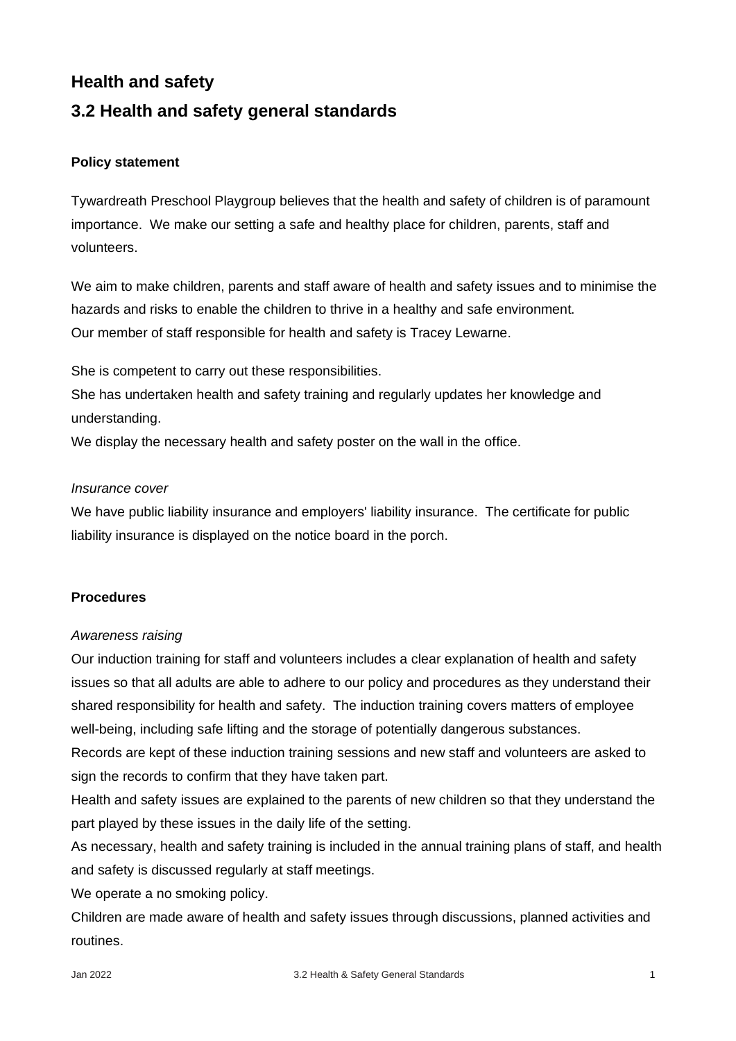## Health and safety

## 3.2 Health and safety general standards

### Policy statement

Tywardreath Preschool Playgroup believes that the health and safety of children is of paramount importance. We make our setting a safe and healthy place for children, parents, staff and volunteers.

We aim to make children, parents and staff aware of health and safety issues and to minimise the hazards and risks to enable the children to thrive in a healthy and safe environment.
Our member of staff responsible for health and safety is Tracey Lewarne.

She is competent to carry out these responsibilities.
She has undertaken health and safety training and regularly updates her knowledge and understanding.
We display the necessary health and safety poster on the wall in the office.

*Insurance cover*
We have public liability insurance and employers' liability insurance. The certificate for public liability insurance is displayed on the notice board in the porch.

### Procedures

*Awareness raising*
Our induction training for staff and volunteers includes a clear explanation of health and safety issues so that all adults are able to adhere to our policy and procedures as they understand their shared responsibility for health and safety. The induction training covers matters of employee well-being, including safe lifting and the storage of potentially dangerous substances.
Records are kept of these induction training sessions and new staff and volunteers are asked to sign the records to confirm that they have taken part.
Health and safety issues are explained to the parents of new children so that they understand the part played by these issues in the daily life of the setting.
As necessary, health and safety training is included in the annual training plans of staff, and health and safety is discussed regularly at staff meetings.
We operate a no smoking policy.
Children are made aware of health and safety issues through discussions, planned activities and routines.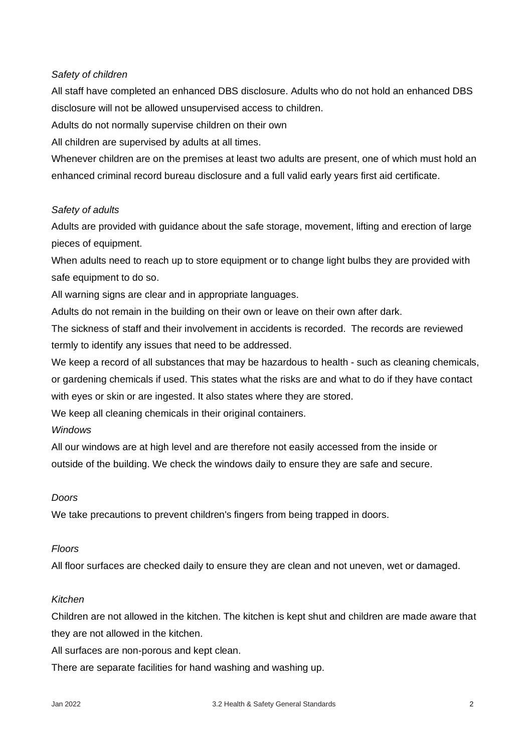*Safety of children*

All staff have completed an enhanced DBS disclosure. Adults who do not hold an enhanced DBS disclosure will not be allowed unsupervised access to children.

Adults do not normally supervise children on their own

All children are supervised by adults at all times.

Whenever children are on the premises at least two adults are present, one of which must hold an enhanced criminal record bureau disclosure and a full valid early years first aid certificate.

*Safety of adults*

Adults are provided with guidance about the safe storage, movement, lifting and erection of large pieces of equipment.

When adults need to reach up to store equipment or to change light bulbs they are provided with safe equipment to do so.

All warning signs are clear and in appropriate languages.

Adults do not remain in the building on their own or leave on their own after dark.

The sickness of staff and their involvement in accidents is recorded. The records are reviewed termly to identify any issues that need to be addressed.

We keep a record of all substances that may be hazardous to health - such as cleaning chemicals, or gardening chemicals if used. This states what the risks are and what to do if they have contact with eyes or skin or are ingested. It also states where they are stored.

We keep all cleaning chemicals in their original containers.

*Windows*

All our windows are at high level and are therefore not easily accessed from the inside or outside of the building. We check the windows daily to ensure they are safe and secure.

*Doors*

We take precautions to prevent children's fingers from being trapped in doors.

*Floors*

All floor surfaces are checked daily to ensure they are clean and not uneven, wet or damaged.

*Kitchen*

Children are not allowed in the kitchen. The kitchen is kept shut and children are made aware that they are not allowed in the kitchen.

All surfaces are non-porous and kept clean.

There are separate facilities for hand washing and washing up.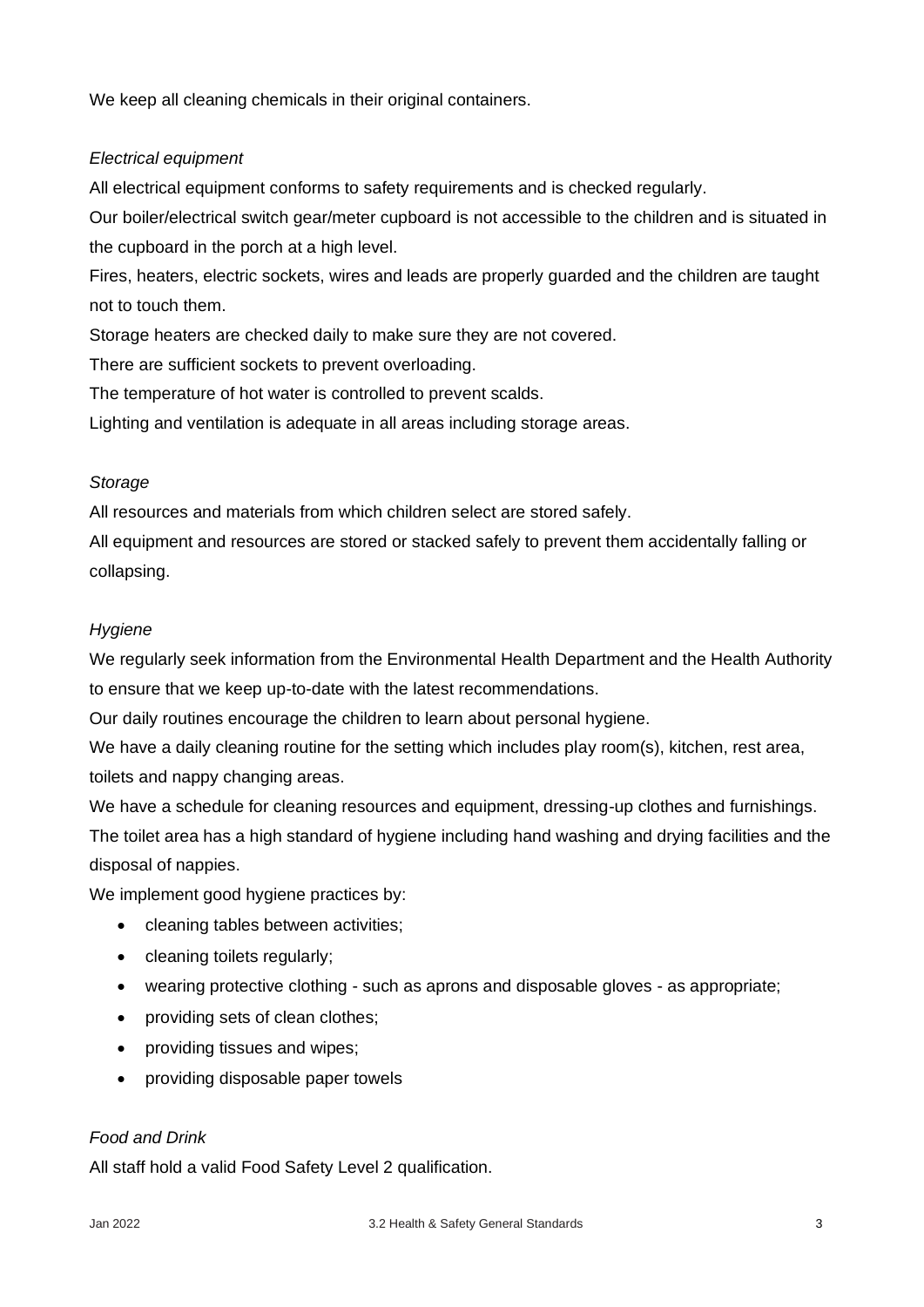We keep all cleaning chemicals in their original containers.

*Electrical equipment*

All electrical equipment conforms to safety requirements and is checked regularly.

Our boiler/electrical switch gear/meter cupboard is not accessible to the children and is situated in the cupboard in the porch at a high level.

Fires, heaters, electric sockets, wires and leads are properly guarded and the children are taught not to touch them.

Storage heaters are checked daily to make sure they are not covered.

There are sufficient sockets to prevent overloading.

The temperature of hot water is controlled to prevent scalds.

Lighting and ventilation is adequate in all areas including storage areas.

*Storage*

All resources and materials from which children select are stored safely.

All equipment and resources are stored or stacked safely to prevent them accidentally falling or collapsing.

*Hygiene*

We regularly seek information from the Environmental Health Department and the Health Authority to ensure that we keep up-to-date with the latest recommendations.

Our daily routines encourage the children to learn about personal hygiene.

We have a daily cleaning routine for the setting which includes play room(s), kitchen, rest area, toilets and nappy changing areas.

We have a schedule for cleaning resources and equipment, dressing-up clothes and furnishings.

The toilet area has a high standard of hygiene including hand washing and drying facilities and the disposal of nappies.

We implement good hygiene practices by:

- cleaning tables between activities;
- cleaning toilets regularly;
- wearing protective clothing - such as aprons and disposable gloves - as appropriate;
- providing sets of clean clothes;
- providing tissues and wipes;
- providing disposable paper towels

*Food and Drink*

All staff hold a valid Food Safety Level 2 qualification.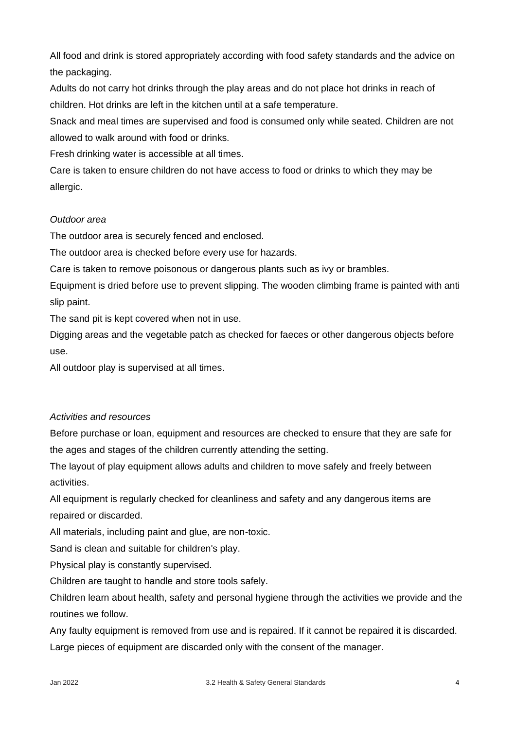All food and drink is stored appropriately according with food safety standards and the advice on the packaging.

Adults do not carry hot drinks through the play areas and do not place hot drinks in reach of children. Hot drinks are left in the kitchen until at a safe temperature.

Snack and meal times are supervised and food is consumed only while seated. Children are not allowed to walk around with food or drinks.

Fresh drinking water is accessible at all times.

Care is taken to ensure children do not have access to food or drinks to which they may be allergic.

*Outdoor area*

The outdoor area is securely fenced and enclosed.

The outdoor area is checked before every use for hazards.

Care is taken to remove poisonous or dangerous plants such as ivy or brambles.

Equipment is dried before use to prevent slipping. The wooden climbing frame is painted with anti slip paint.

The sand pit is kept covered when not in use.

Digging areas and the vegetable patch as checked for faeces or other dangerous objects before use.

All outdoor play is supervised at all times.

*Activities and resources*

Before purchase or loan, equipment and resources are checked to ensure that they are safe for the ages and stages of the children currently attending the setting.

The layout of play equipment allows adults and children to move safely and freely between activities.

All equipment is regularly checked for cleanliness and safety and any dangerous items are repaired or discarded.

All materials, including paint and glue, are non-toxic.

Sand is clean and suitable for children's play.

Physical play is constantly supervised.

Children are taught to handle and store tools safely.

Children learn about health, safety and personal hygiene through the activities we provide and the routines we follow.

Any faulty equipment is removed from use and is repaired. If it cannot be repaired it is discarded. Large pieces of equipment are discarded only with the consent of the manager.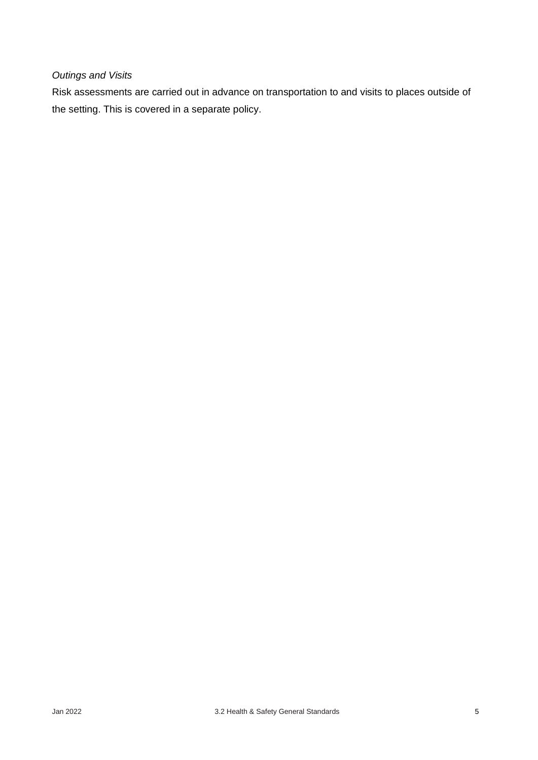*Outings and Visits*

Risk assessments are carried out in advance on transportation to and visits to places outside of the setting. This is covered in a separate policy.